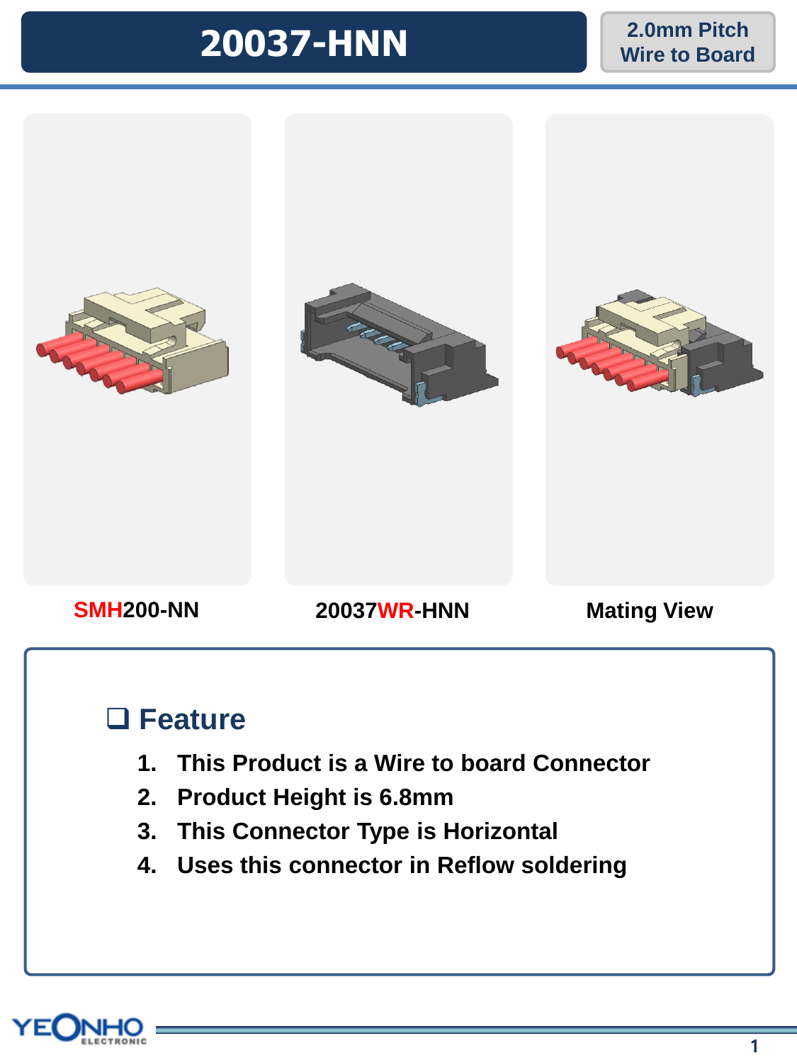# 20037-HNN

2.0mm Pitch Wire to Board

SMH200-NN

20037WR-HNN

Mating View

## ❑ Feature

1. This Product is a Wire to board Connector
2. Product Height is 6.8mm
3. This Connector Type is Horizontal
4. Uses this connector in Reflow soldering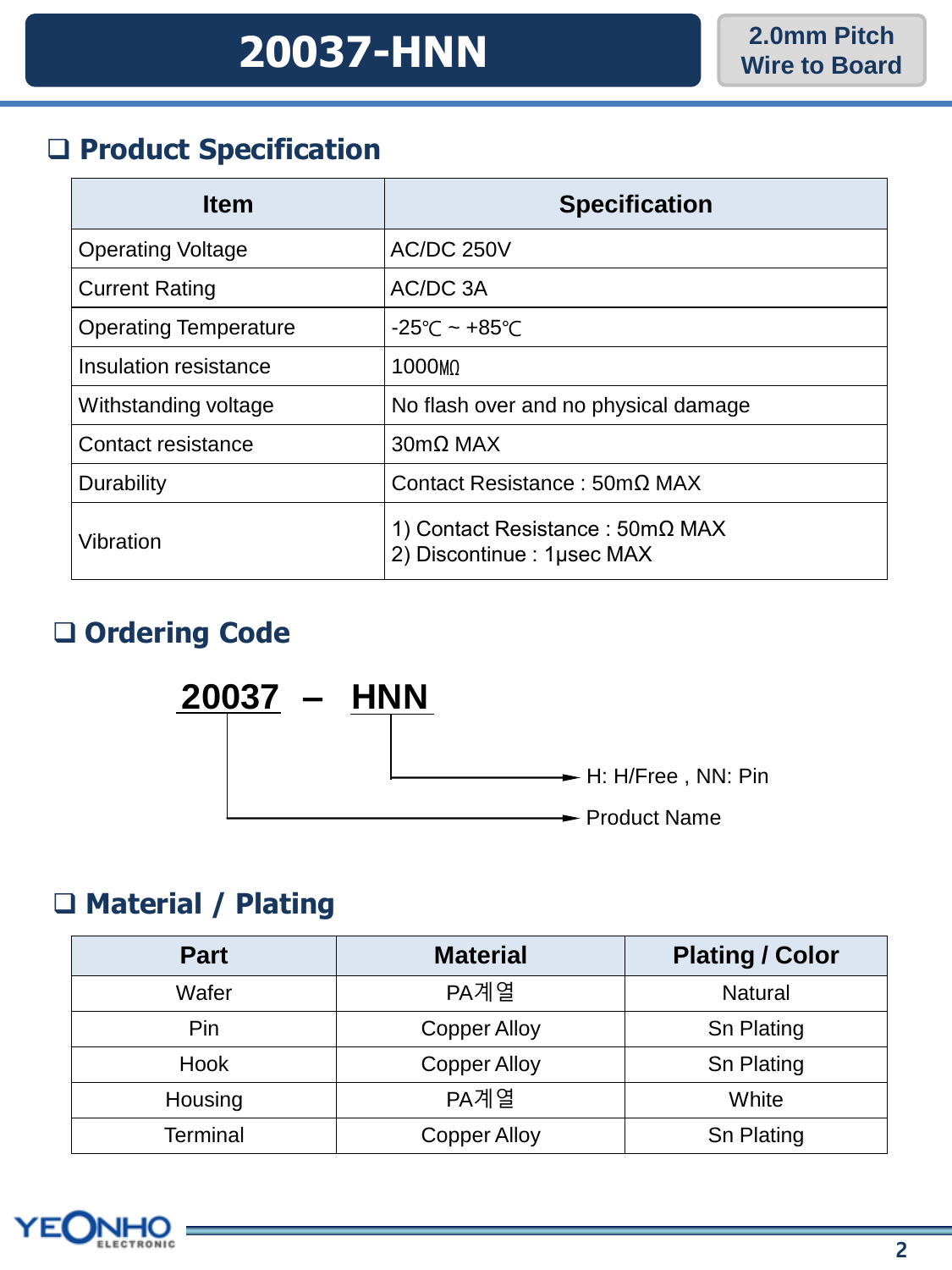# 20037-HNN

2.0mm Pitch Wire to Board

## ❑ Product Specification

| Item | Specification |
|---|---|
| Operating Voltage | AC/DC 250V |
| Current Rating | AC/DC 3A |
| Operating Temperature | -25℃ ~ +85℃ |
| Insulation resistance | 1000㏁ |
| Withstanding voltage | No flash over and no physical damage |
| Contact resistance | 30mΩ MAX |
| Durability | Contact Resistance : 50mΩ MAX |
| Vibration | 1) Contact Resistance : 50mΩ MAX<br>2) Discontinue : 1μsec MAX |

## ❑ Ordering Code

**20037 – HNN**

- HNN → H: H/Free , NN: Pin
- 20037 → Product Name

## ❑ Material / Plating

| Part | Material | Plating / Color |
|---|---|---|
| Wafer | PA계열 | Natural |
| Pin | Copper Alloy | Sn Plating |
| Hook | Copper Alloy | Sn Plating |
| Housing | PA계열 | White |
| Terminal | Copper Alloy | Sn Plating |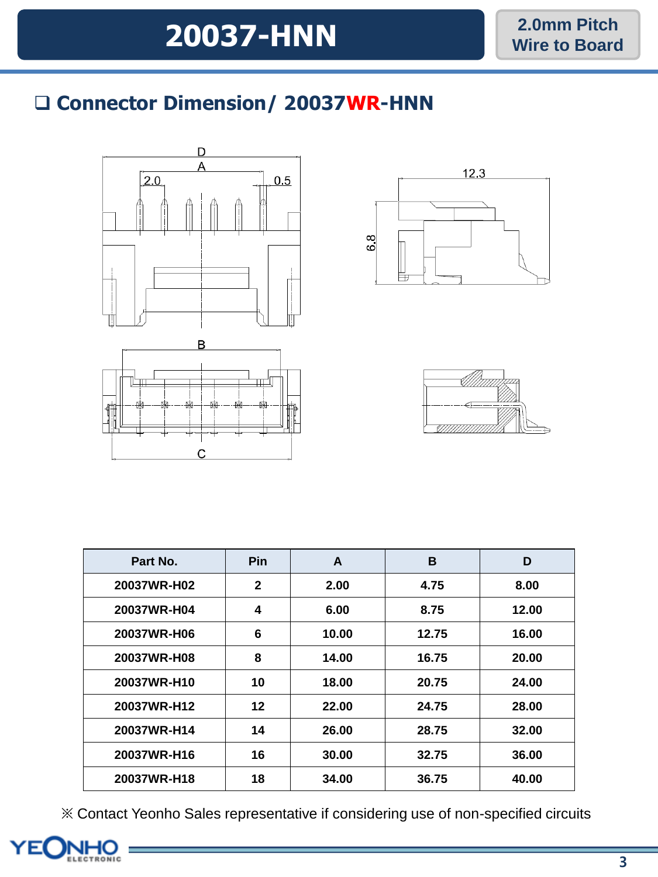# 20037-HNN

2.0mm Pitch Wire to Board

## ❑ Connector Dimension/ 20037WR-HNN

| Part No. | Pin | A | B | D |
|---|---|---|---|---|
| 20037WR-H02 | 2 | 2.00 | 4.75 | 8.00 |
| 20037WR-H04 | 4 | 6.00 | 8.75 | 12.00 |
| 20037WR-H06 | 6 | 10.00 | 12.75 | 16.00 |
| 20037WR-H08 | 8 | 14.00 | 16.75 | 20.00 |
| 20037WR-H10 | 10 | 18.00 | 20.75 | 24.00 |
| 20037WR-H12 | 12 | 22.00 | 24.75 | 28.00 |
| 20037WR-H14 | 14 | 26.00 | 28.75 | 32.00 |
| 20037WR-H16 | 16 | 30.00 | 32.75 | 36.00 |
| 20037WR-H18 | 18 | 34.00 | 36.75 | 40.00 |

※ Contact Yeonho Sales representative if considering use of non-specified circuits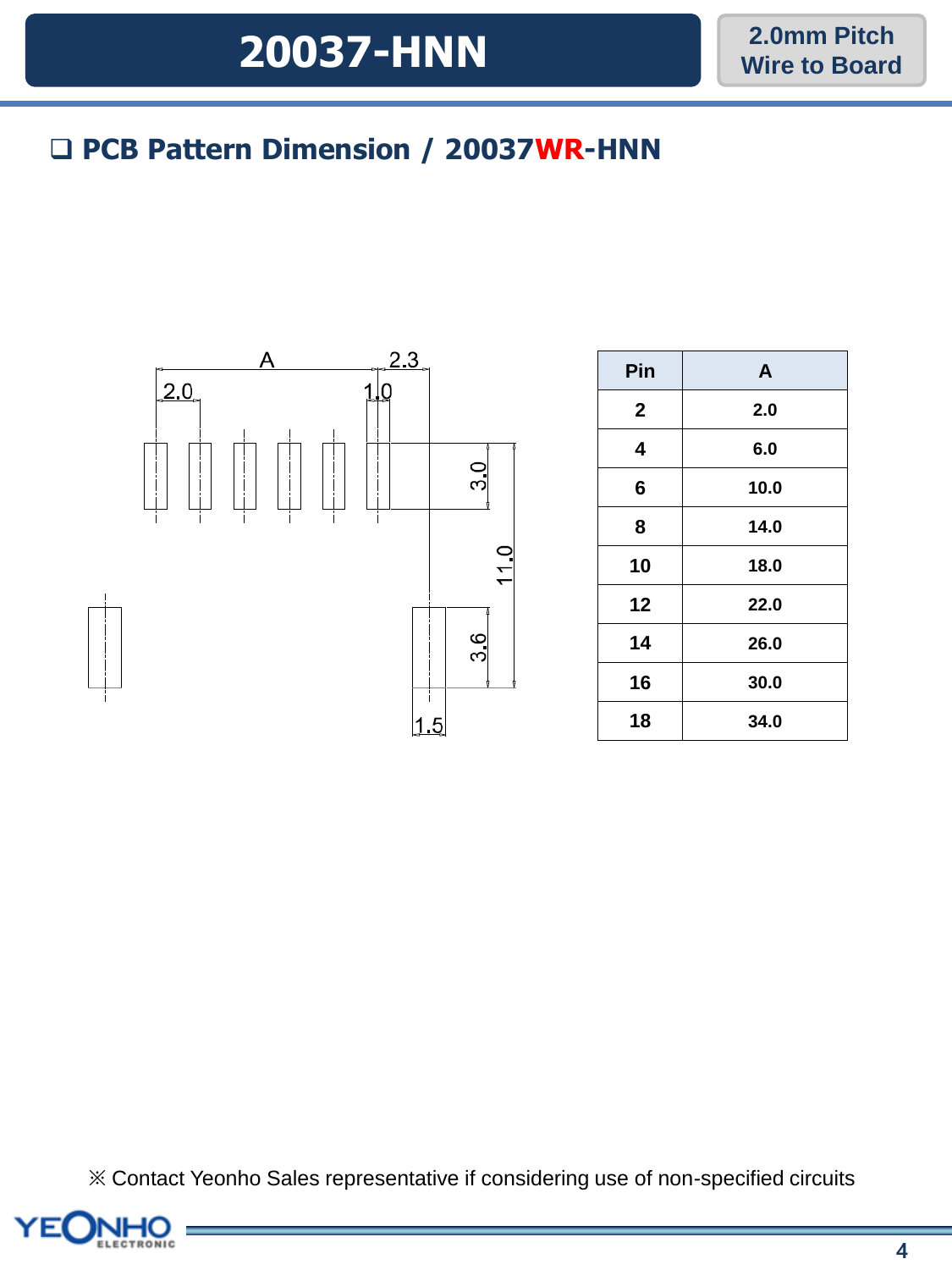# 20037-HNN

2.0mm Pitch Wire to Board

## ❑ PCB Pattern Dimension / 20037WR-HNN

| Pin | A |
|---|---|
| 2 | 2.0 |
| 4 | 6.0 |
| 6 | 10.0 |
| 8 | 14.0 |
| 10 | 18.0 |
| 12 | 22.0 |
| 14 | 26.0 |
| 16 | 30.0 |
| 18 | 34.0 |

※ Contact Yeonho Sales representative if considering use of non-specified circuits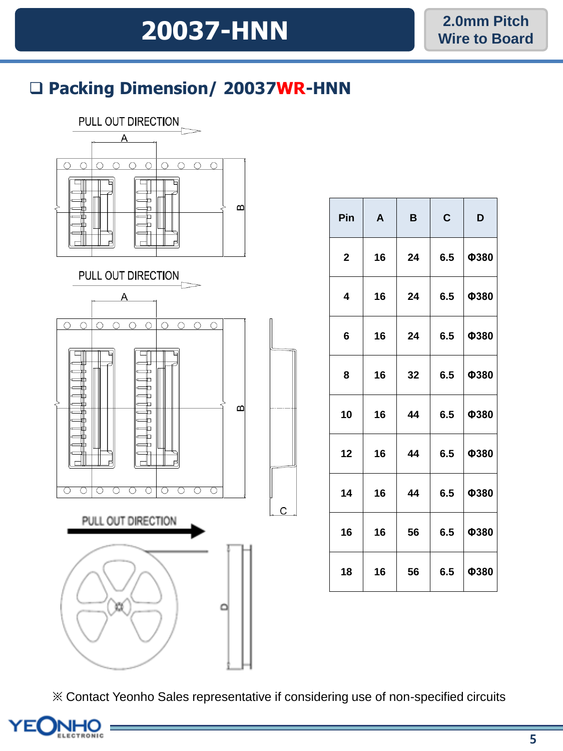# 20037-HNN

**2.0mm Pitch Wire to Board**

## ❑ Packing Dimension/ 20037WR-HNN

PULL OUT DIRECTION

A

B

PULL OUT DIRECTION

A

B

C

PULL OUT DIRECTION

D

| Pin | A | B | C | D |
|---|---|---|---|---|
| 2 | 16 | 24 | 6.5 | Φ380 |
| 4 | 16 | 24 | 6.5 | Φ380 |
| 6 | 16 | 24 | 6.5 | Φ380 |
| 8 | 16 | 32 | 6.5 | Φ380 |
| 10 | 16 | 44 | 6.5 | Φ380 |
| 12 | 16 | 44 | 6.5 | Φ380 |
| 14 | 16 | 44 | 6.5 | Φ380 |
| 16 | 16 | 56 | 6.5 | Φ380 |
| 18 | 16 | 56 | 6.5 | Φ380 |

※ Contact Yeonho Sales representative if considering use of non-specified circuits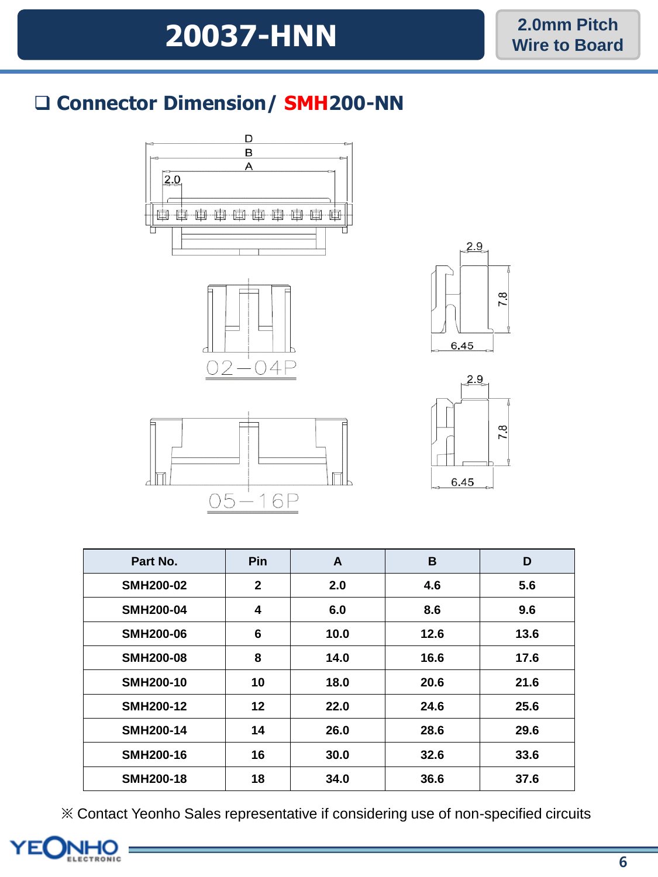# 20037-HNN

2.0mm Pitch Wire to Board

## ❑ Connector Dimension/ SMH200-NN

D
B
A
2.0

02—04P

05—16P

2.9
7.8
6.45

2.9
7.8
6.45

| Part No. | Pin | A | B | D |
|---|---|---|---|---|
| SMH200-02 | 2 | 2.0 | 4.6 | 5.6 |
| SMH200-04 | 4 | 6.0 | 8.6 | 9.6 |
| SMH200-06 | 6 | 10.0 | 12.6 | 13.6 |
| SMH200-08 | 8 | 14.0 | 16.6 | 17.6 |
| SMH200-10 | 10 | 18.0 | 20.6 | 21.6 |
| SMH200-12 | 12 | 22.0 | 24.6 | 25.6 |
| SMH200-14 | 14 | 26.0 | 28.6 | 29.6 |
| SMH200-16 | 16 | 30.0 | 32.6 | 33.6 |
| SMH200-18 | 18 | 34.0 | 36.6 | 37.6 |

※ Contact Yeonho Sales representative if considering use of non-specified circuits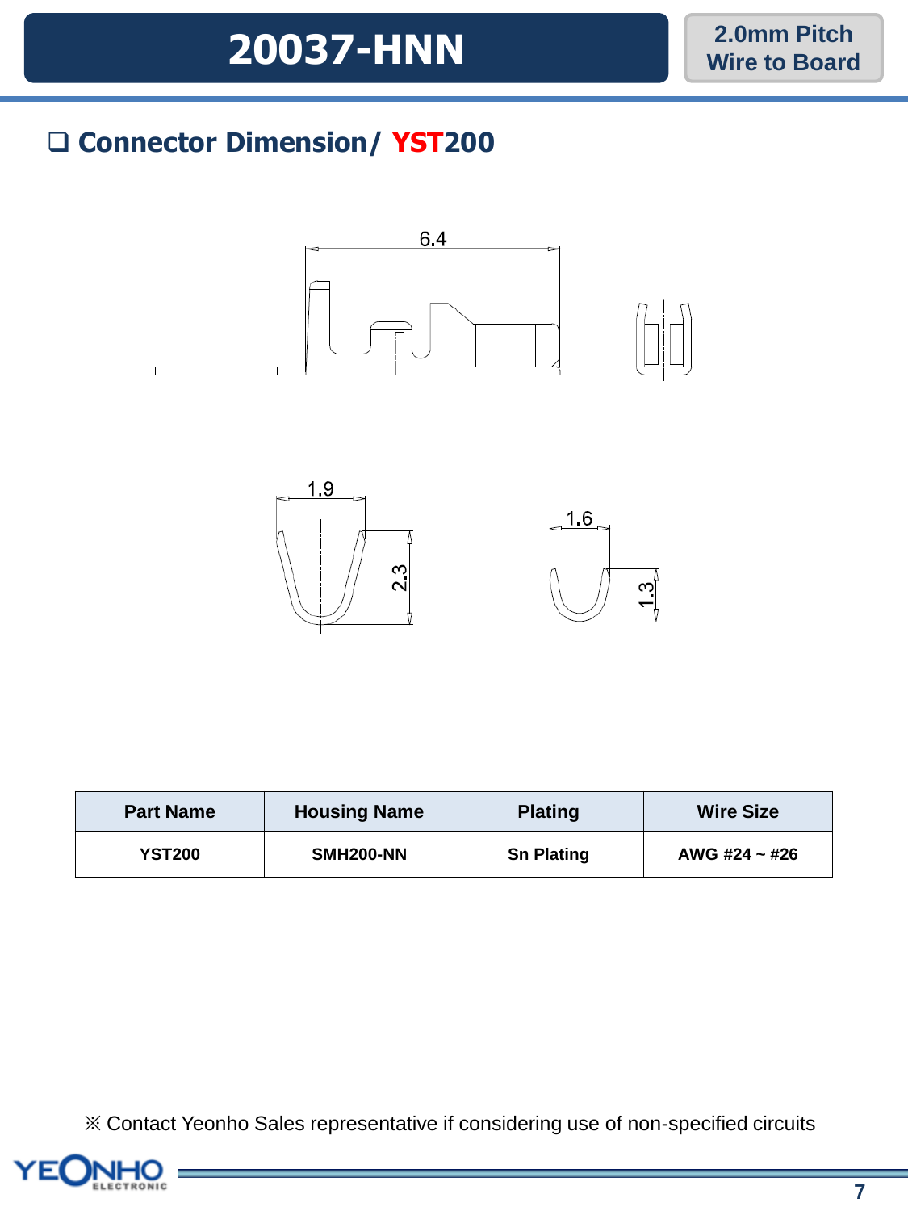# 20037-HNN

2.0mm Pitch
Wire to Board

## Connector Dimension/ YST200

6.4

1.9

2.3

1.6

1.3

| Part Name | Housing Name | Plating | Wire Size |
|---|---|---|---|
| YST200 | SMH200-NN | Sn Plating | AWG #24 ~ #26 |

※ Contact Yeonho Sales representative if considering use of non-specified circuits